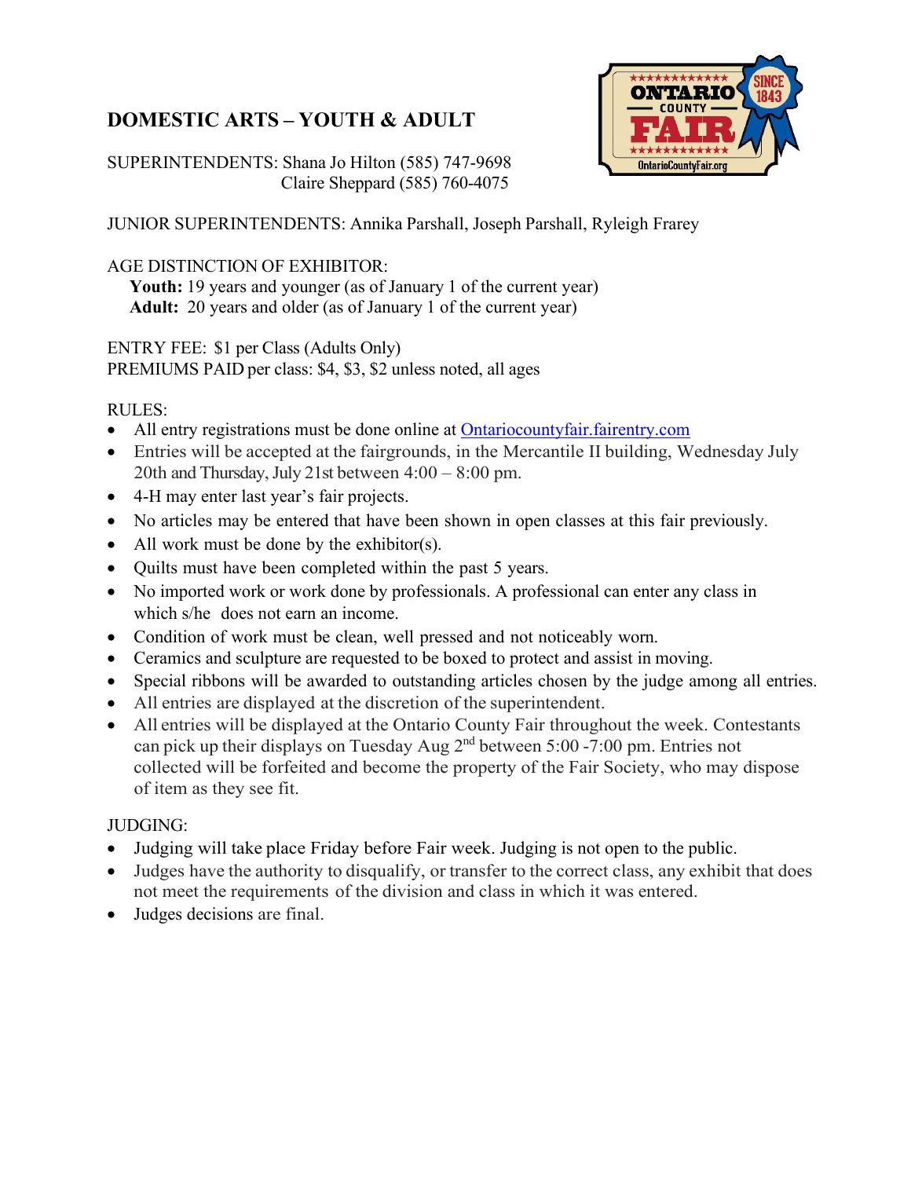# DOMESTIC ARTS – YOUTH & ADULT

SUPERINTENDENTS: Shana Jo Hilton (585) 747-9698
Claire Sheppard (585) 760-4075

JUNIOR SUPERINTENDENTS: Annika Parshall, Joseph Parshall, Ryleigh Frarey

AGE DISTINCTION OF EXHIBITOR:
**Youth:** 19 years and younger (as of January 1 of the current year)
**Adult:** 20 years and older (as of January 1 of the current year)

ENTRY FEE: $1 per Class (Adults Only)
PREMIUMS PAID per class: $4, $3, $2 unless noted, all ages

RULES:

- All entry registrations must be done online at [Ontariocountyfair.fairentry.com](Ontariocountyfair.fairentry.com)
- Entries will be accepted at the fairgrounds, in the Mercantile II building, Wednesday July 20th and Thursday, July 21st between 4:00 – 8:00 pm.
- 4-H may enter last year's fair projects.
- No articles may be entered that have been shown in open classes at this fair previously.
- All work must be done by the exhibitor(s).
- Quilts must have been completed within the past 5 years.
- No imported work or work done by professionals. A professional can enter any class in which s/he does not earn an income.
- Condition of work must be clean, well pressed and not noticeably worn.
- Ceramics and sculpture are requested to be boxed to protect and assist in moving.
- Special ribbons will be awarded to outstanding articles chosen by the judge among all entries.
- All entries are displayed at the discretion of the superintendent.
- All entries will be displayed at the Ontario County Fair throughout the week. Contestants can pick up their displays on Tuesday Aug 2nd between 5:00 -7:00 pm. Entries not collected will be forfeited and become the property of the Fair Society, who may dispose of item as they see fit.

JUDGING:

- Judging will take place Friday before Fair week. Judging is not open to the public.
- Judges have the authority to disqualify, or transfer to the correct class, any exhibit that does not meet the requirements of the division and class in which it was entered.
- Judges decisions are final.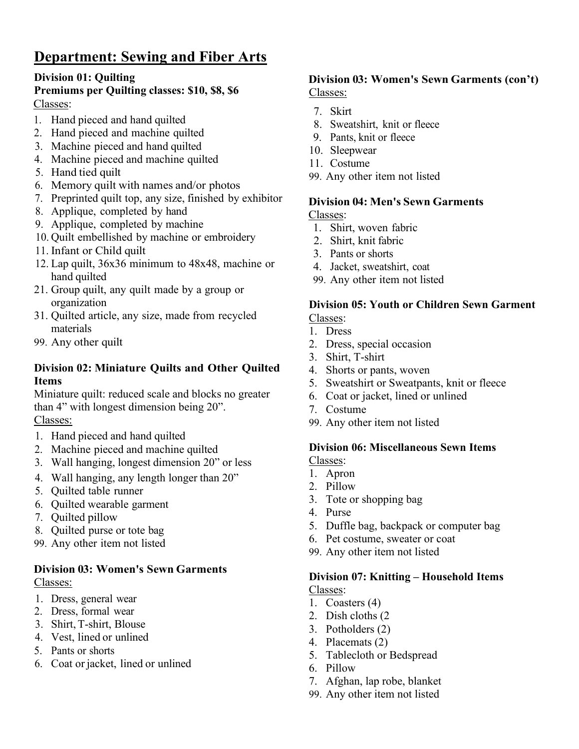# Department: Sewing and Fiber Arts

**Division 01: Quilting**
**Premiums per Quilting classes: $10, $8, $6**

Classes:

1. Hand pieced and hand quilted
2. Hand pieced and machine quilted
3. Machine pieced and hand quilted
4. Machine pieced and machine quilted
5. Hand tied quilt
6. Memory quilt with names and/or photos
7. Preprinted quilt top, any size, finished by exhibitor
8. Applique, completed by hand
9. Applique, completed by machine
10. Quilt embellished by machine or embroidery
11. Infant or Child quilt
12. Lap quilt, 36x36 minimum to 48x48, machine or hand quilted
21. Group quilt, any quilt made by a group or organization
31. Quilted article, any size, made from recycled materials
99. Any other quilt

**Division 02: Miniature Quilts and Other Quilted Items**

Miniature quilt: reduced scale and blocks no greater than 4" with longest dimension being 20".

Classes:

1. Hand pieced and hand quilted
2. Machine pieced and machine quilted
3. Wall hanging, longest dimension 20" or less
4. Wall hanging, any length longer than 20"
5. Quilted table runner
6. Quilted wearable garment
7. Quilted pillow
8. Quilted purse or tote bag
99. Any other item not listed

**Division 03: Women's Sewn Garments**

Classes:

1. Dress, general wear
2. Dress, formal wear
3. Shirt, T-shirt, Blouse
4. Vest, lined or unlined
5. Pants or shorts
6. Coat or jacket, lined or unlined

**Division 03: Women's Sewn Garments (con't)**

Classes:

7. Skirt
8. Sweatshirt, knit or fleece
9. Pants, knit or fleece
10. Sleepwear
11. Costume
99. Any other item not listed

**Division 04: Men's Sewn Garments**

Classes:

1. Shirt, woven fabric
2. Shirt, knit fabric
3. Pants or shorts
4. Jacket, sweatshirt, coat
99. Any other item not listed

**Division 05: Youth or Children Sewn Garment**

Classes:

1. Dress
2. Dress, special occasion
3. Shirt, T-shirt
4. Shorts or pants, woven
5. Sweatshirt or Sweatpants, knit or fleece
6. Coat or jacket, lined or unlined
7. Costume
99. Any other item not listed

**Division 06: Miscellaneous Sewn Items**

Classes:

1. Apron
2. Pillow
3. Tote or shopping bag
4. Purse
5. Duffle bag, backpack or computer bag
6. Pet costume, sweater or coat
99. Any other item not listed

**Division 07: Knitting – Household Items**

Classes:

1. Coasters (4)
2. Dish cloths (2
3. Potholders (2)
4. Placemats (2)
5. Tablecloth or Bedspread
6. Pillow
7. Afghan, lap robe, blanket
99. Any other item not listed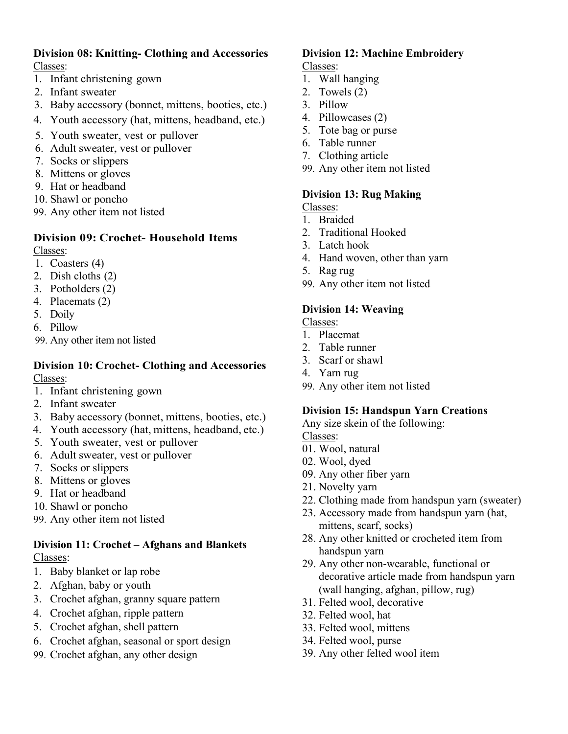### Division 08: Knitting- Clothing and Accessories

Classes:

1. Infant christening gown
2. Infant sweater
3. Baby accessory (bonnet, mittens, booties, etc.)
4. Youth accessory (hat, mittens, headband, etc.)
5. Youth sweater, vest or pullover
6. Adult sweater, vest or pullover
7. Socks or slippers
8. Mittens or gloves
9. Hat or headband
10. Shawl or poncho

99. Any other item not listed

### Division 09: Crochet- Household Items

Classes:

1. Coasters (4)
2. Dish cloths (2)
3. Potholders (2)
4. Placemats (2)
5. Doily
6. Pillow

99. Any other item not listed

### Division 10: Crochet- Clothing and Accessories

Classes:

1. Infant christening gown
2. Infant sweater
3. Baby accessory (bonnet, mittens, booties, etc.)
4. Youth accessory (hat, mittens, headband, etc.)
5. Youth sweater, vest or pullover
6. Adult sweater, vest or pullover
7. Socks or slippers
8. Mittens or gloves
9. Hat or headband
10. Shawl or poncho

99. Any other item not listed

### Division 11: Crochet – Afghans and Blankets

Classes:

1. Baby blanket or lap robe
2. Afghan, baby or youth
3. Crochet afghan, granny square pattern
4. Crochet afghan, ripple pattern
5. Crochet afghan, shell pattern
6. Crochet afghan, seasonal or sport design

99. Crochet afghan, any other design

### Division 12: Machine Embroidery

Classes:

1. Wall hanging
2. Towels (2)
3. Pillow
4. Pillowcases (2)
5. Tote bag or purse
6. Table runner
7. Clothing article

99. Any other item not listed

### Division 13: Rug Making

Classes:

1. Braided
2. Traditional Hooked
3. Latch hook
4. Hand woven, other than yarn
5. Rag rug

99. Any other item not listed

### Division 14: Weaving

Classes:

1. Placemat
2. Table runner
3. Scarf or shawl
4. Yarn rug

99. Any other item not listed

### Division 15: Handspun Yarn Creations

Any size skein of the following:

Classes:

01. Wool, natural
02. Wool, dyed
09. Any other fiber yarn
21. Novelty yarn
22. Clothing made from handspun yarn (sweater)
23. Accessory made from handspun yarn (hat, mittens, scarf, socks)
28. Any other knitted or crocheted item from handspun yarn
29. Any other non-wearable, functional or decorative article made from handspun yarn (wall hanging, afghan, pillow, rug)
31. Felted wool, decorative
32. Felted wool, hat
33. Felted wool, mittens
34. Felted wool, purse
39. Any other felted wool item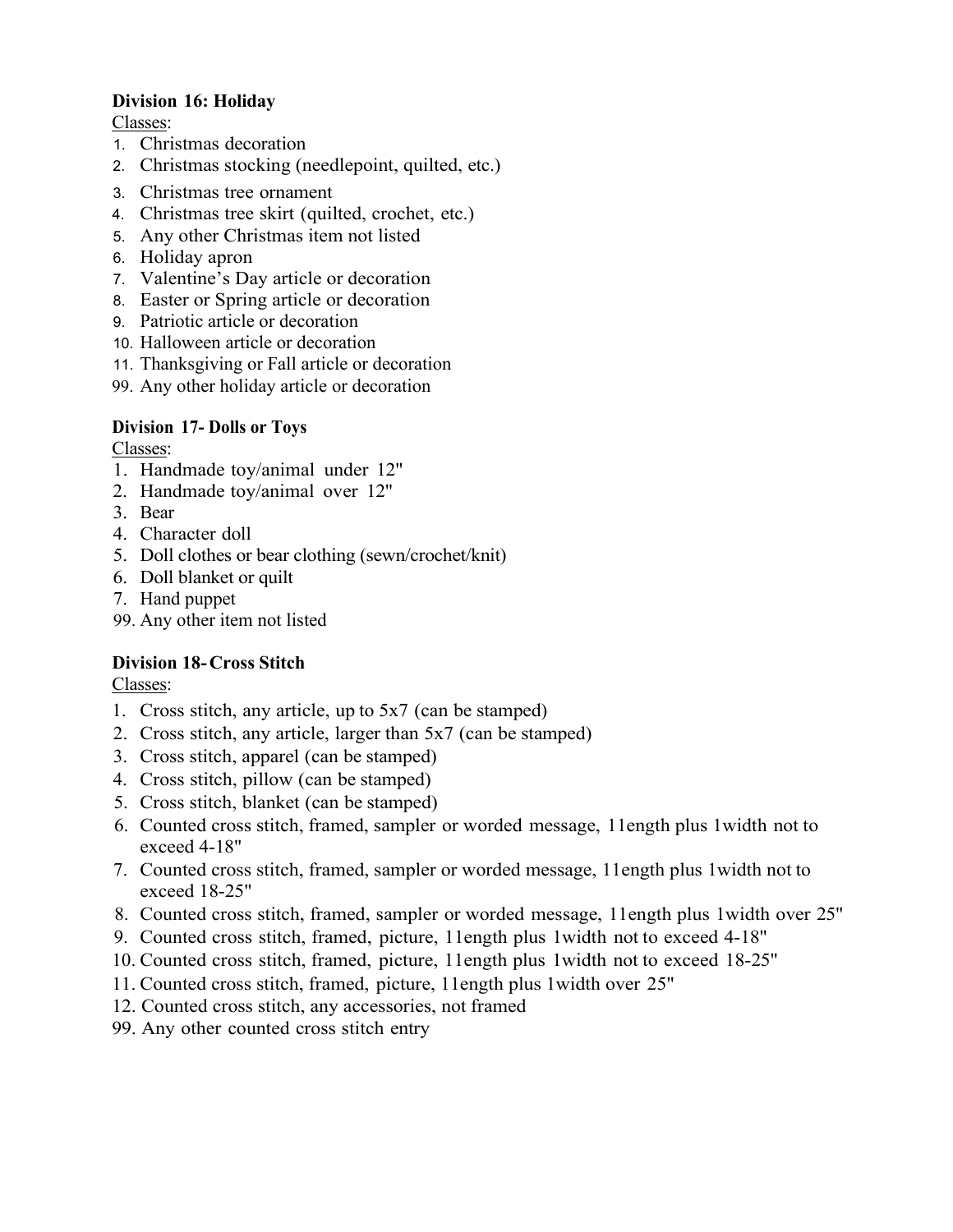**Division 16: Holiday**

Classes:

1. Christmas decoration
2. Christmas stocking (needlepoint, quilted, etc.)
3. Christmas tree ornament
4. Christmas tree skirt (quilted, crochet, etc.)
5. Any other Christmas item not listed
6. Holiday apron
7. Valentine's Day article or decoration
8. Easter or Spring article or decoration
9. Patriotic article or decoration
10. Halloween article or decoration
11. Thanksgiving or Fall article or decoration
99. Any other holiday article or decoration

**Division 17- Dolls or Toys**

Classes:

1. Handmade toy/animal under 12"
2. Handmade toy/animal over 12"
3. Bear
4. Character doll
5. Doll clothes or bear clothing (sewn/crochet/knit)
6. Doll blanket or quilt
7. Hand puppet
99. Any other item not listed

**Division 18- Cross Stitch**

Classes:

1. Cross stitch, any article, up to 5x7 (can be stamped)
2. Cross stitch, any article, larger than 5x7 (can be stamped)
3. Cross stitch, apparel (can be stamped)
4. Cross stitch, pillow (can be stamped)
5. Cross stitch, blanket (can be stamped)
6. Counted cross stitch, framed, sampler or worded message, 11ength plus 1width not to exceed 4-18"
7. Counted cross stitch, framed, sampler or worded message, 11ength plus 1width not to exceed 18-25"
8. Counted cross stitch, framed, sampler or worded message, 11ength plus 1width over 25"
9. Counted cross stitch, framed, picture, 11ength plus 1width not to exceed 4-18"
10. Counted cross stitch, framed, picture, 11ength plus 1width not to exceed 18-25"
11. Counted cross stitch, framed, picture, 11ength plus 1width over 25"
12. Counted cross stitch, any accessories, not framed
99. Any other counted cross stitch entry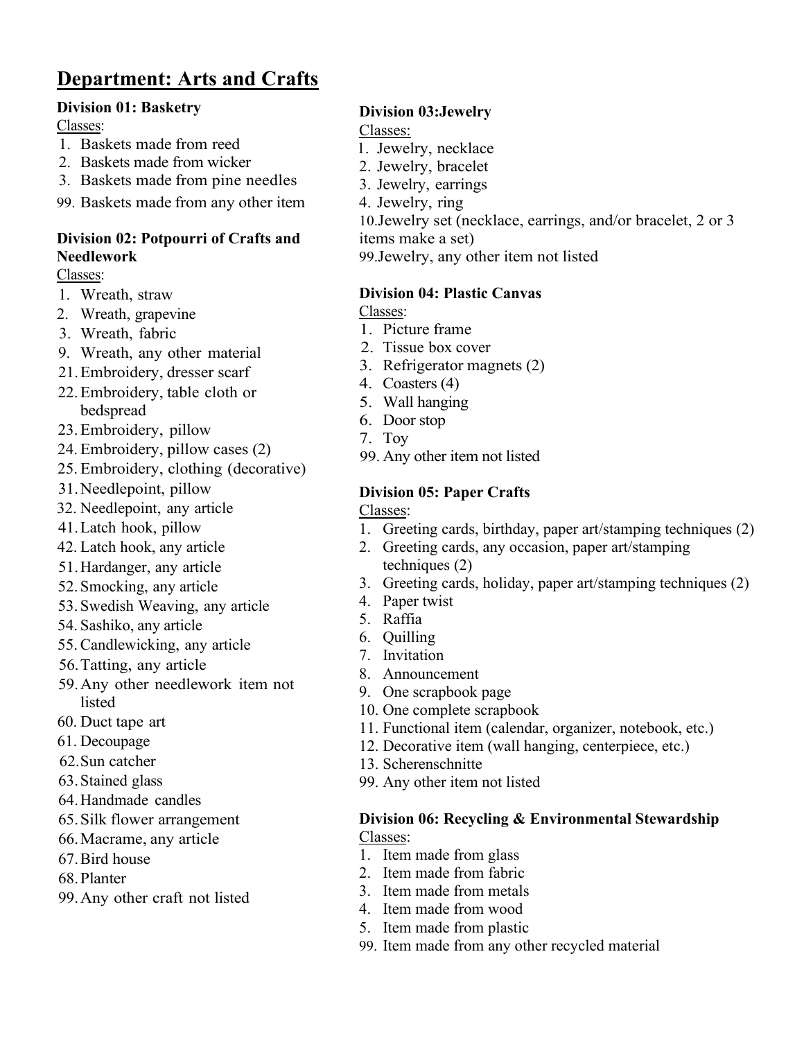# Department: Arts and Crafts

### Division 01: Basketry

Classes:

1. Baskets made from reed
2. Baskets made from wicker
3. Baskets made from pine needles

99. Baskets made from any other item

### Division 02: Potpourri of Crafts and Needlework

Classes:

1. Wreath, straw
2. Wreath, grapevine
3. Wreath, fabric

9. Wreath, any other material

21. Embroidery, dresser scarf
22. Embroidery, table cloth or bedspread
23. Embroidery, pillow
24. Embroidery, pillow cases (2)
25. Embroidery, clothing (decorative)

31. Needlepoint, pillow
32. Needlepoint, any article

41. Latch hook, pillow
42. Latch hook, any article

51. Hardanger, any article
52. Smocking, any article
53. Swedish Weaving, any article
54. Sashiko, any article
55. Candlewicking, any article
56. Tatting, any article

59. Any other needlework item not listed
60. Duct tape art
61. Decoupage
62. Sun catcher
63. Stained glass
64. Handmade candles
65. Silk flower arrangement
66. Macrame, any article
67. Bird house
68. Planter

99. Any other craft not listed

### Division 03: Jewelry

Classes:

1. Jewelry, necklace
2. Jewelry, bracelet
3. Jewelry, earrings
4. Jewelry, ring

10. Jewelry set (necklace, earrings, and/or bracelet, 2 or 3 items make a set)

99. Jewelry, any other item not listed

### Division 04: Plastic Canvas

Classes:

1. Picture frame
2. Tissue box cover
3. Refrigerator magnets (2)
4. Coasters (4)
5. Wall hanging
6. Door stop
7. Toy

99. Any other item not listed

### Division 05: Paper Crafts

Classes:

1. Greeting cards, birthday, paper art/stamping techniques (2)
2. Greeting cards, any occasion, paper art/stamping techniques (2)
3. Greeting cards, holiday, paper art/stamping techniques (2)
4. Paper twist
5. Raffia
6. Quilling
7. Invitation
8. Announcement
9. One scrapbook page
10. One complete scrapbook
11. Functional item (calendar, organizer, notebook, etc.)
12. Decorative item (wall hanging, centerpiece, etc.)
13. Scherenschnitte

99. Any other item not listed

### Division 06: Recycling & Environmental Stewardship

Classes:

1. Item made from glass
2. Item made from fabric
3. Item made from metals
4. Item made from wood
5. Item made from plastic

99. Item made from any other recycled material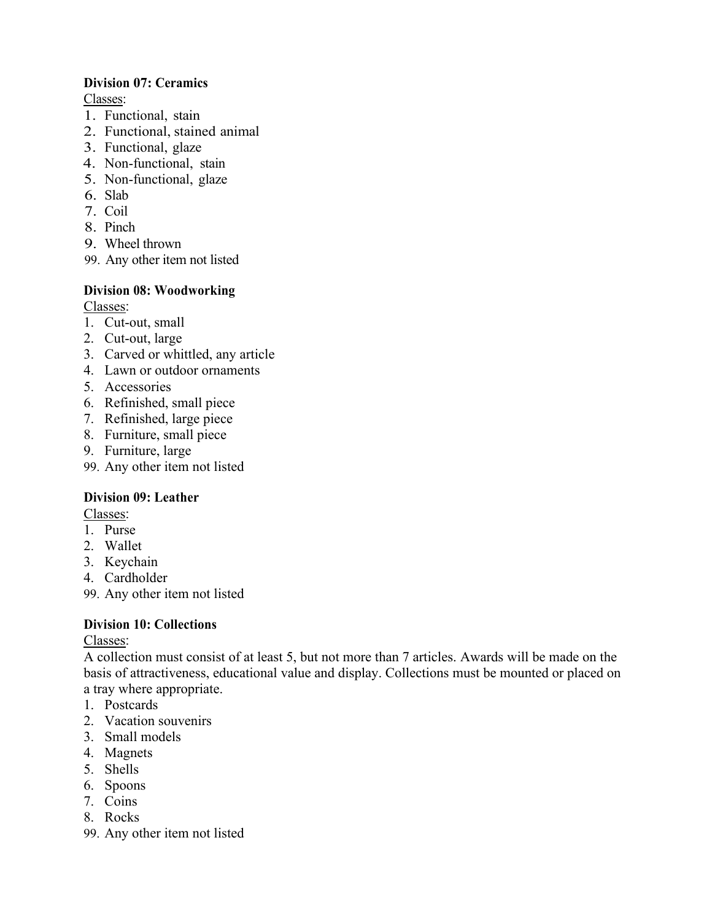**Division 07: Ceramics**

Classes:

1. Functional, stain
2. Functional, stained animal
3. Functional, glaze
4. Non-functional, stain
5. Non-functional, glaze
6. Slab
7. Coil
8. Pinch
9. Wheel thrown

99. Any other item not listed

**Division 08: Woodworking**

Classes:

1. Cut-out, small
2. Cut-out, large
3. Carved or whittled, any article
4. Lawn or outdoor ornaments
5. Accessories
6. Refinished, small piece
7. Refinished, large piece
8. Furniture, small piece
9. Furniture, large

99. Any other item not listed

**Division 09: Leather**

Classes:

1. Purse
2. Wallet
3. Keychain
4. Cardholder

99. Any other item not listed

**Division 10: Collections**

Classes:

A collection must consist of at least 5, but not more than 7 articles. Awards will be made on the basis of attractiveness, educational value and display. Collections must be mounted or placed on a tray where appropriate.

1. Postcards
2. Vacation souvenirs
3. Small models
4. Magnets
5. Shells
6. Spoons
7. Coins
8. Rocks

99. Any other item not listed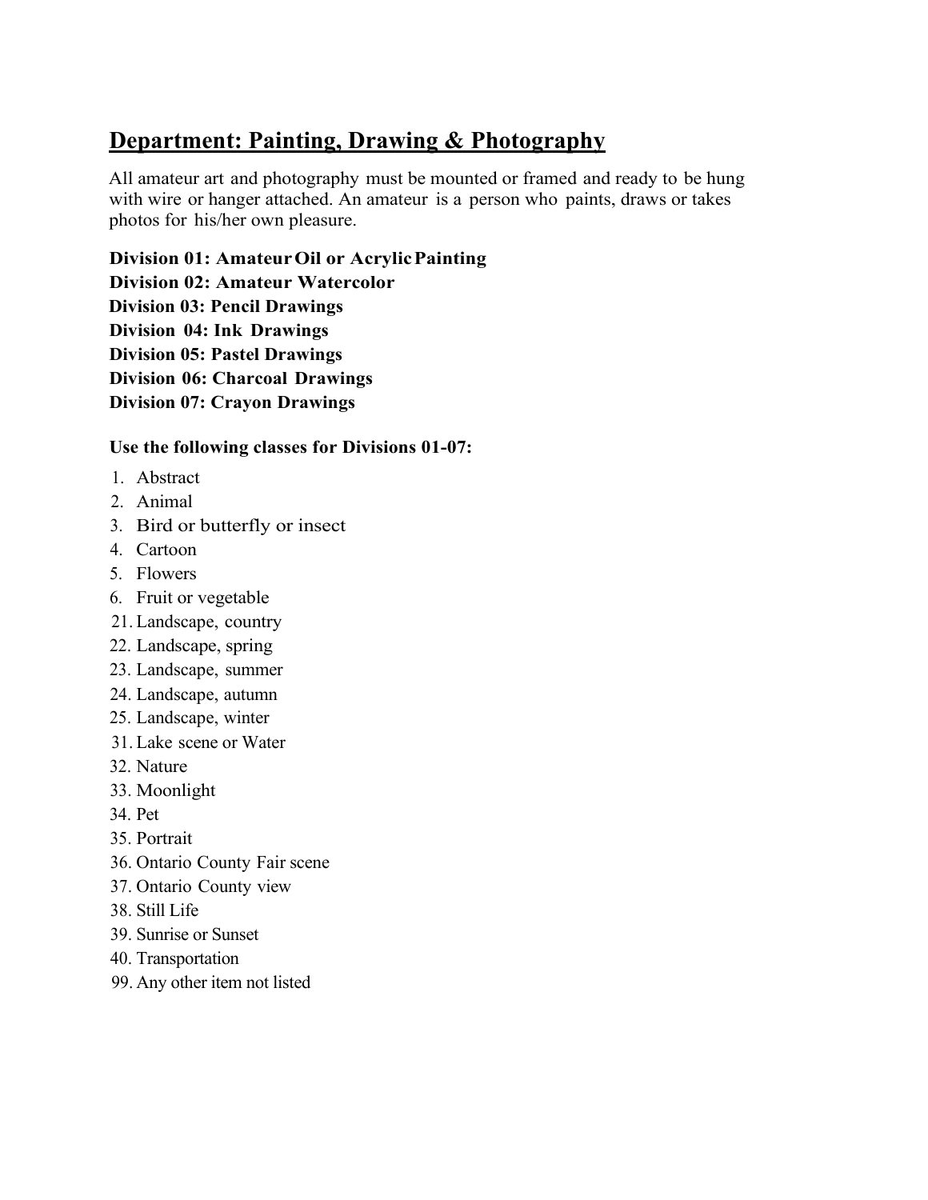## Department: Painting, Drawing & Photography

All amateur art and photography must be mounted or framed and ready to be hung with wire or hanger attached. An amateur is a person who paints, draws or takes photos for his/her own pleasure.

**Division 01: Amateur Oil or Acrylic Painting**
**Division 02: Amateur Watercolor**
**Division 03: Pencil Drawings**
**Division 04: Ink Drawings**
**Division 05: Pastel Drawings**
**Division 06: Charcoal Drawings**
**Division 07: Crayon Drawings**

**Use the following classes for Divisions 01-07:**

1. Abstract
2. Animal
3. Bird or butterfly or insect
4. Cartoon
5. Flowers
6. Fruit or vegetable

21. Landscape, country
22. Landscape, spring
23. Landscape, summer
24. Landscape, autumn
25. Landscape, winter

31. Lake scene or Water
32. Nature
33. Moonlight
34. Pet
35. Portrait
36. Ontario County Fair scene
37. Ontario County view
38. Still Life
39. Sunrise or Sunset
40. Transportation

99. Any other item not listed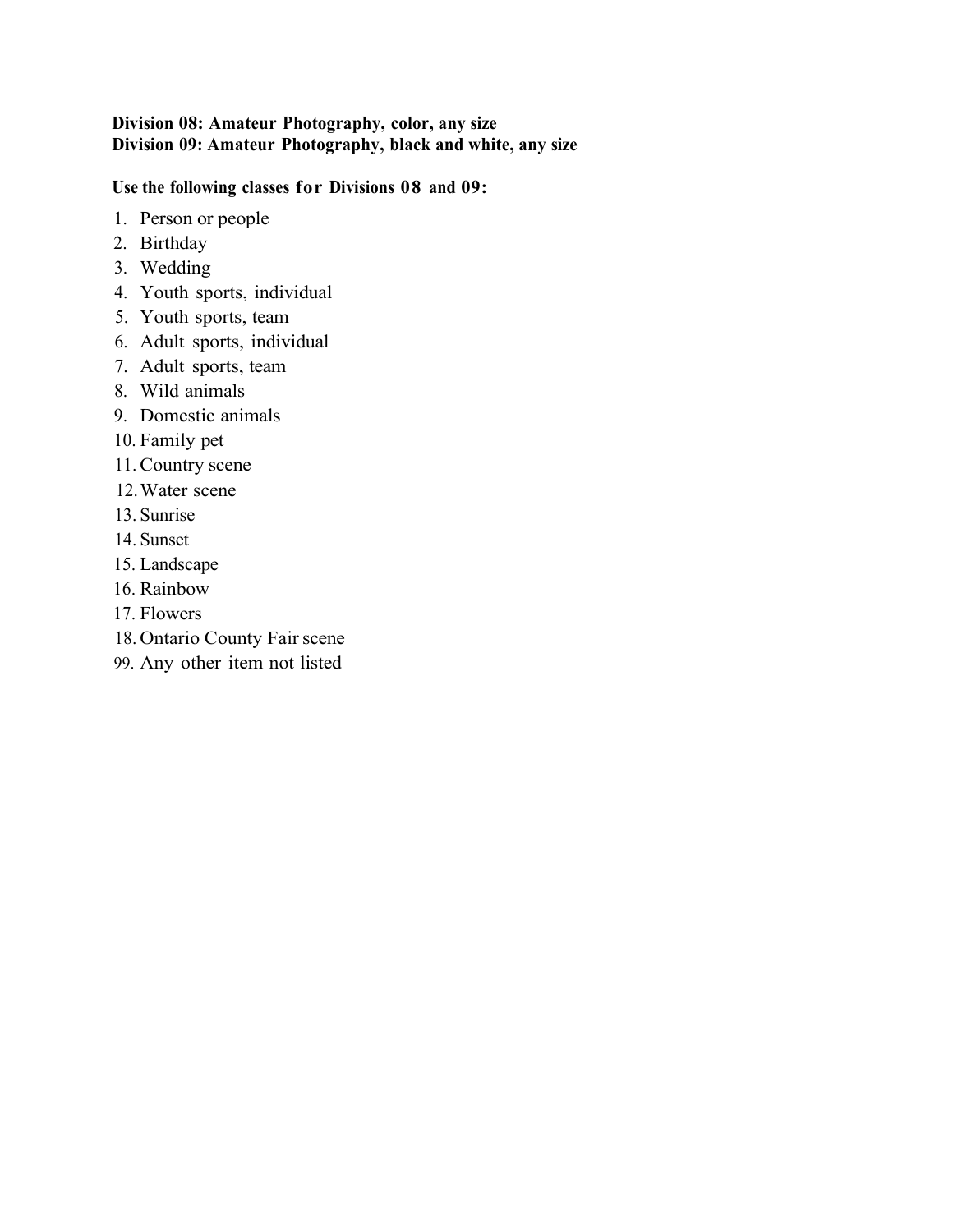**Division 08: Amateur Photography, color, any size**
**Division 09: Amateur Photography, black and white, any size**

**Use the following classes for Divisions 08 and 09:**

1. Person or people
2. Birthday
3. Wedding
4. Youth sports, individual
5. Youth sports, team
6. Adult sports, individual
7. Adult sports, team
8. Wild animals
9. Domestic animals
10. Family pet
11. Country scene
12. Water scene
13. Sunrise
14. Sunset
15. Landscape
16. Rainbow
17. Flowers
18. Ontario County Fair scene

99. Any other item not listed